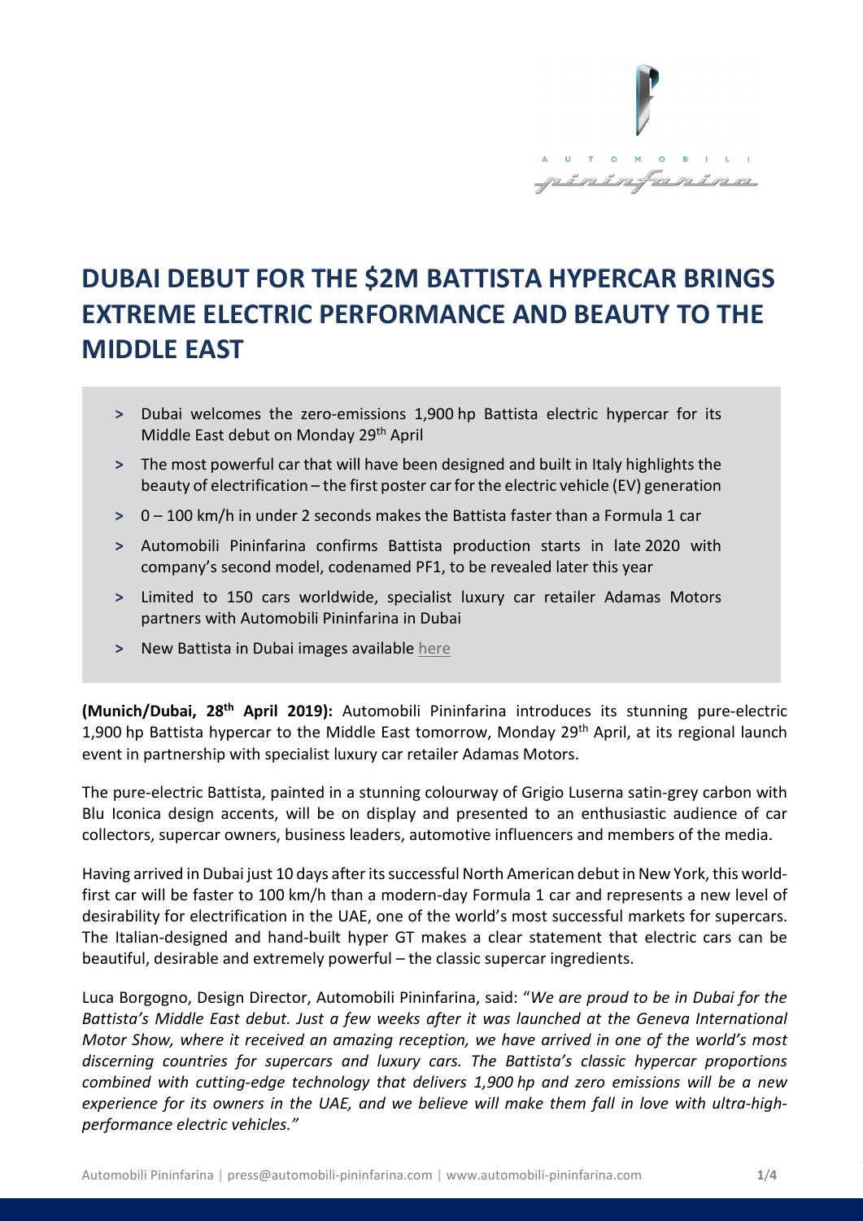# DUBAI DEBUT FOR THE $2M BATTISTA HYPERCAR BRINGS EXTREME ELECTRIC PERFORMANCE AND BEAUTY TO THE MIDDLE EAST

- Dubai welcomes the zero-emissions 1,900 hp Battista electric hypercar for its Middle East debut on Monday 29th April
- The most powerful car that will have been designed and built in Italy highlights the beauty of electrification – the first poster car for the electric vehicle (EV) generation
- 0 – 100 km/h in under 2 seconds makes the Battista faster than a Formula 1 car
- Automobili Pininfarina confirms Battista production starts in late 2020 with company's second model, codenamed PF1, to be revealed later this year
- Limited to 150 cars worldwide, specialist luxury car retailer Adamas Motors partners with Automobili Pininfarina in Dubai
- New Battista in Dubai images available here

**(Munich/Dubai, 28th April 2019):** Automobili Pininfarina introduces its stunning pure-electric 1,900 hp Battista hypercar to the Middle East tomorrow, Monday 29th April, at its regional launch event in partnership with specialist luxury car retailer Adamas Motors.

The pure-electric Battista, painted in a stunning colourway of Grigio Luserna satin-grey carbon with Blu Iconica design accents, will be on display and presented to an enthusiastic audience of car collectors, supercar owners, business leaders, automotive influencers and members of the media.

Having arrived in Dubai just 10 days after its successful North American debut in New York, this world-first car will be faster to 100 km/h than a modern-day Formula 1 car and represents a new level of desirability for electrification in the UAE, one of the world's most successful markets for supercars. The Italian-designed and hand-built hyper GT makes a clear statement that electric cars can be beautiful, desirable and extremely powerful – the classic supercar ingredients.

Luca Borgogno, Design Director, Automobili Pininfarina, said: "*We are proud to be in Dubai for the Battista's Middle East debut. Just a few weeks after it was launched at the Geneva International Motor Show, where it received an amazing reception, we have arrived in one of the world's most discerning countries for supercars and luxury cars. The Battista's classic hypercar proportions combined with cutting-edge technology that delivers 1,900 hp and zero emissions will be a new experience for its owners in the UAE, and we believe will make them fall in love with ultra-high-performance electric vehicles.*"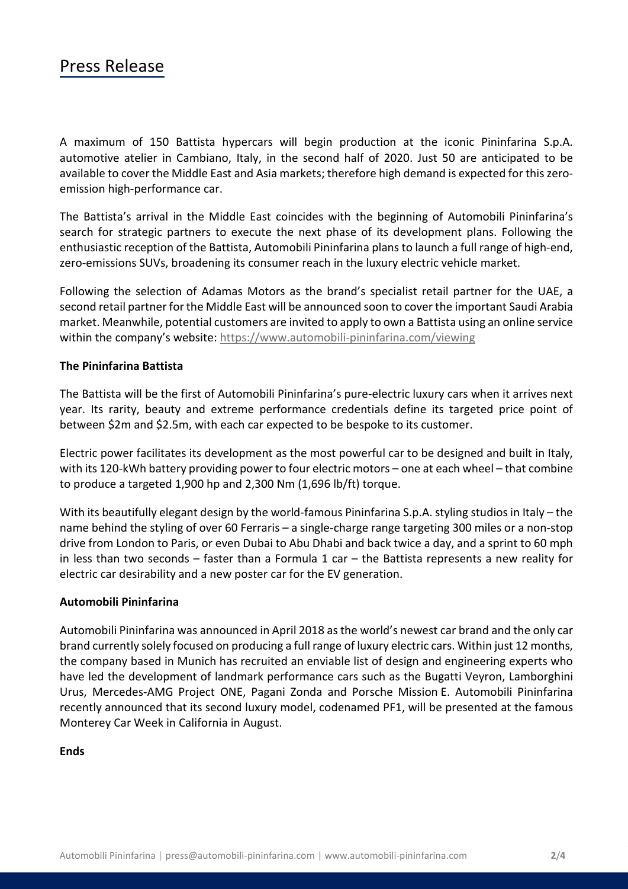# Press Release

A maximum of 150 Battista hypercars will begin production at the iconic Pininfarina S.p.A. automotive atelier in Cambiano, Italy, in the second half of 2020. Just 50 are anticipated to be available to cover the Middle East and Asia markets; therefore high demand is expected for this zero-emission high-performance car.

The Battista's arrival in the Middle East coincides with the beginning of Automobili Pininfarina's search for strategic partners to execute the next phase of its development plans. Following the enthusiastic reception of the Battista, Automobili Pininfarina plans to launch a full range of high-end, zero-emissions SUVs, broadening its consumer reach in the luxury electric vehicle market.

Following the selection of Adamas Motors as the brand's specialist retail partner for the UAE, a second retail partner for the Middle East will be announced soon to cover the important Saudi Arabia market. Meanwhile, potential customers are invited to apply to own a Battista using an online service within the company's website: https://www.automobili-pininfarina.com/viewing

**The Pininfarina Battista**

The Battista will be the first of Automobili Pininfarina's pure-electric luxury cars when it arrives next year. Its rarity, beauty and extreme performance credentials define its targeted price point of between $2m and $2.5m, with each car expected to be bespoke to its customer.

Electric power facilitates its development as the most powerful car to be designed and built in Italy, with its 120-kWh battery providing power to four electric motors – one at each wheel – that combine to produce a targeted 1,900 hp and 2,300 Nm (1,696 lb/ft) torque.

With its beautifully elegant design by the world-famous Pininfarina S.p.A. styling studios in Italy – the name behind the styling of over 60 Ferraris – a single-charge range targeting 300 miles or a non-stop drive from London to Paris, or even Dubai to Abu Dhabi and back twice a day, and a sprint to 60 mph in less than two seconds – faster than a Formula 1 car – the Battista represents a new reality for electric car desirability and a new poster car for the EV generation.

**Automobili Pininfarina**

Automobili Pininfarina was announced in April 2018 as the world's newest car brand and the only car brand currently solely focused on producing a full range of luxury electric cars. Within just 12 months, the company based in Munich has recruited an enviable list of design and engineering experts who have led the development of landmark performance cars such as the Bugatti Veyron, Lamborghini Urus, Mercedes-AMG Project ONE, Pagani Zonda and Porsche Mission E. Automobili Pininfarina recently announced that its second luxury model, codenamed PF1, will be presented at the famous Monterey Car Week in California in August.

**Ends**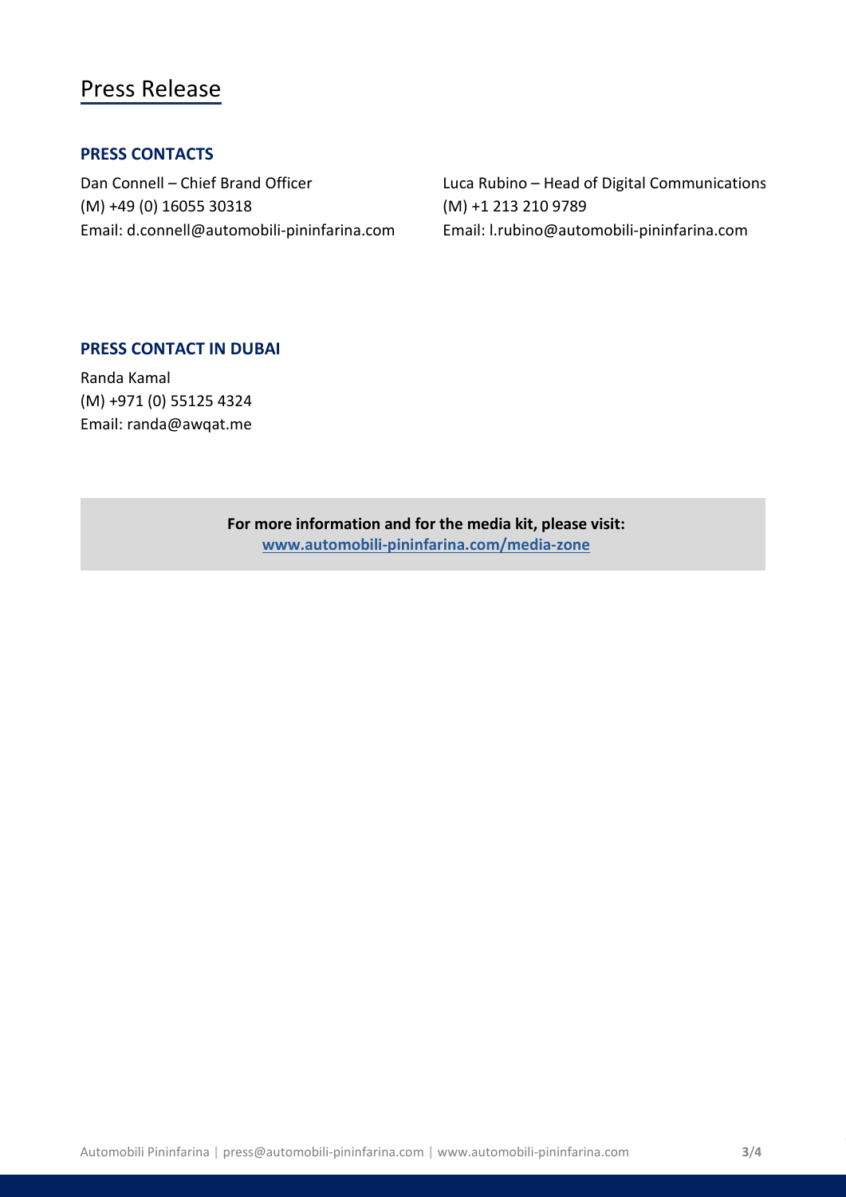# Press Release

## PRESS CONTACTS

Dan Connell – Chief Brand Officer
(M) +49 (0) 16055 30318
Email: d.connell@automobili-pininfarina.com

Luca Rubino – Head of Digital Communications
(M) +1 213 210 9789
Email: l.rubino@automobili-pininfarina.com

## PRESS CONTACT IN DUBAI

Randa Kamal
(M) +971 (0) 55125 4324
Email: randa@awqat.me

**For more information and for the media kit, please visit:**
**[www.automobili-pininfarina.com/media-zone](www.automobili-pininfarina.com/media-zone)**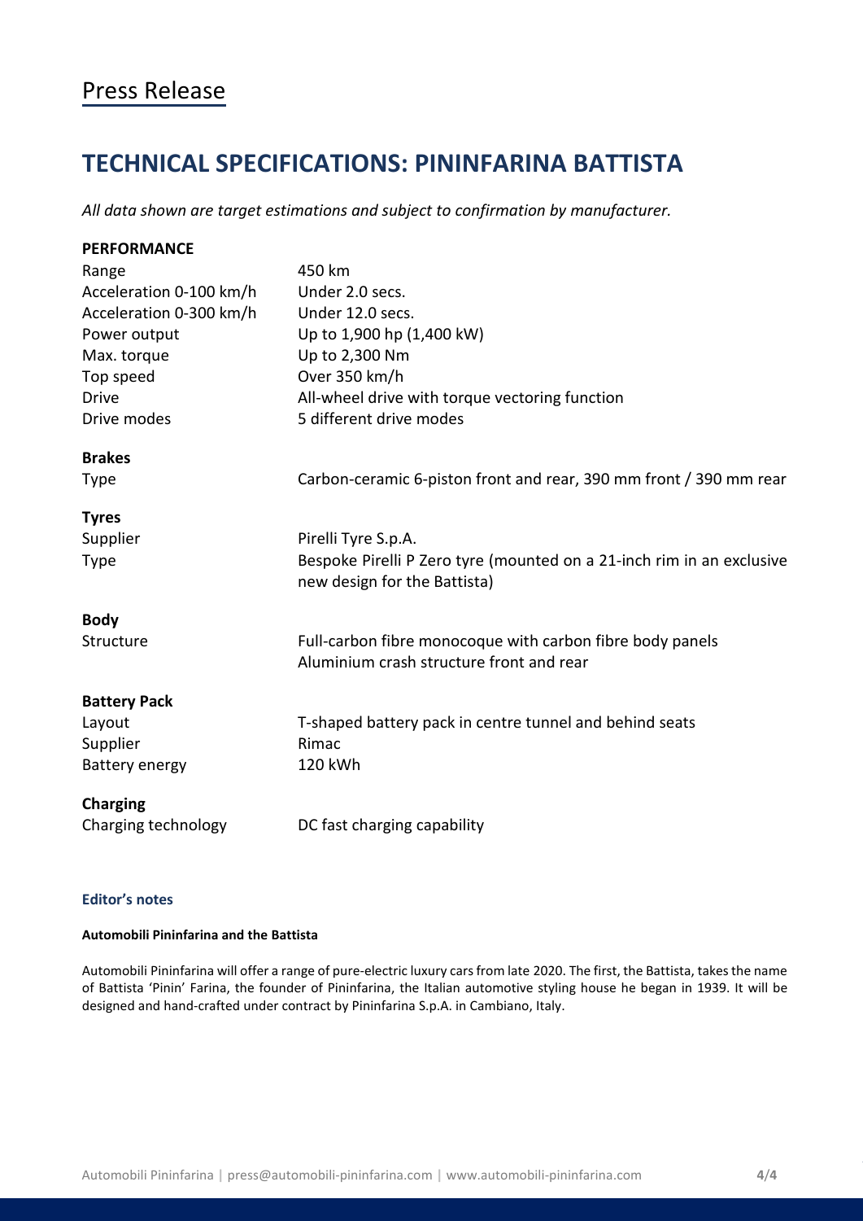# Press Release

## TECHNICAL SPECIFICATIONS: PININFARINA BATTISTA

*All data shown are target estimations and subject to confirmation by manufacturer.*

**PERFORMANCE**

| | |
|---|---|
| Range | 450 km |
| Acceleration 0-100 km/h | Under 2.0 secs. |
| Acceleration 0-300 km/h | Under 12.0 secs. |
| Power output | Up to 1,900 hp (1,400 kW) |
| Max. torque | Up to 2,300 Nm |
| Top speed | Over 350 km/h |
| Drive | All-wheel drive with torque vectoring function |
| Drive modes | 5 different drive modes |

**Brakes**

| | |
|---|---|
| Type | Carbon-ceramic 6-piston front and rear, 390 mm front / 390 mm rear |

**Tyres**

| | |
|---|---|
| Supplier | Pirelli Tyre S.p.A. |
| Type | Bespoke Pirelli P Zero tyre (mounted on a 21-inch rim in an exclusive new design for the Battista) |

**Body**

| | |
|---|---|
| Structure | Full-carbon fibre monocoque with carbon fibre body panels<br>Aluminium crash structure front and rear |

**Battery Pack**

| | |
|---|---|
| Layout | T-shaped battery pack in centre tunnel and behind seats |
| Supplier | Rimac |
| Battery energy | 120 kWh |

**Charging**

| | |
|---|---|
| Charging technology | DC fast charging capability |

**Editor's notes**

**Automobili Pininfarina and the Battista**

Automobili Pininfarina will offer a range of pure-electric luxury cars from late 2020. The first, the Battista, takes the name of Battista 'Pinin' Farina, the founder of Pininfarina, the Italian automotive styling house he began in 1939. It will be designed and hand-crafted under contract by Pininfarina S.p.A. in Cambiano, Italy.

Automobili Pininfarina | press@automobili-pininfarina.com | www.automobili-pininfarina.com